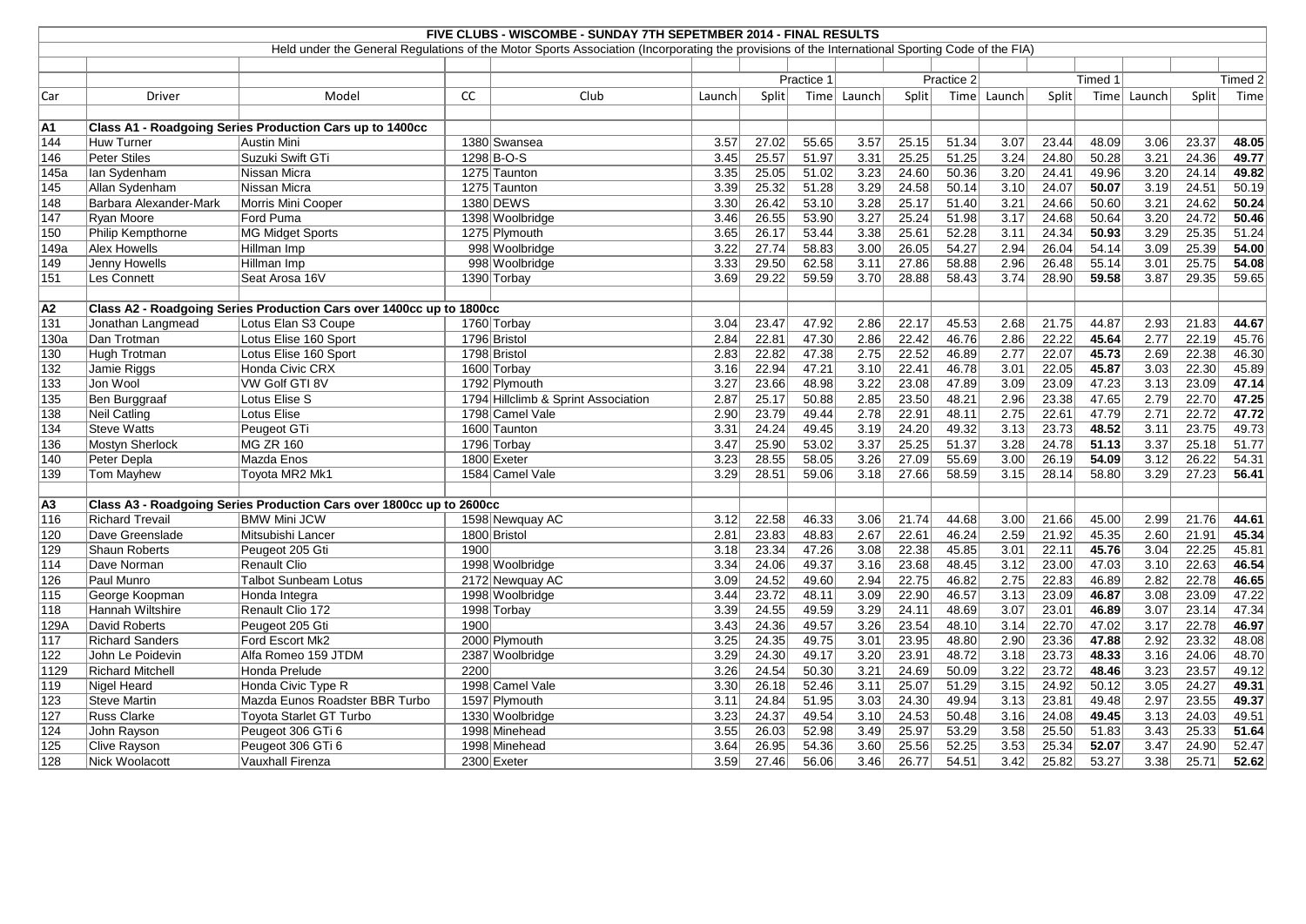# FIVE CLUBS - WISCOMBE - SUNDAY 7TH SEPETMBER 2014 - FINAL RESULTS

Held under the General Regulations of the Motor Sports Association (Incorporating the provisions of the International Sporting Code of the FIA)

| | | | | | | | Practice 1 | | | Practice 2 | | | Timed 1 | | | Timed 2 |
|---|---|---|---|---|---|---|---|---|---|---|---|---|---|---|---|---|
| Car | Driver | Model | CC | Club | Launch | Split | Time | Launch | Split | Time | Launch | Split | Time | Launch | Split | Time |
| **A1** | **Class A1 - Roadgoing Series Production Cars up to 1400cc** | | | | | | | | | | | | | | | |
| 144 | Huw Turner | Austin Mini | 1380 | Swansea | 3.57 | 27.02 | 55.65 | 3.57 | 25.15 | 51.34 | 3.07 | 23.44 | 48.09 | 3.06 | 23.37 | **48.05** |
| 146 | Peter Stiles | Suzuki Swift GTi | 1298 | B-O-S | 3.45 | 25.57 | 51.97 | 3.31 | 25.25 | 51.25 | 3.24 | 24.80 | 50.28 | 3.21 | 24.36 | **49.77** |
| 145a | Ian Sydenham | Nissan Micra | 1275 | Taunton | 3.35 | 25.05 | 51.02 | 3.23 | 24.60 | 50.36 | 3.20 | 24.41 | 49.96 | 3.20 | 24.14 | **49.82** |
| 145 | Allan Sydenham | Nissan Micra | 1275 | Taunton | 3.39 | 25.32 | 51.28 | 3.29 | 24.58 | 50.14 | 3.10 | 24.07 | **50.07** | 3.19 | 24.51 | 50.19 |
| 148 | Barbara Alexander-Mark | Morris Mini Cooper | 1380 | DEWS | 3.30 | 26.42 | 53.10 | 3.28 | 25.17 | 51.40 | 3.21 | 24.66 | 50.60 | 3.21 | 24.62 | **50.24** |
| 147 | Ryan Moore | Ford Puma | 1398 | Woolbridge | 3.46 | 26.55 | 53.90 | 3.27 | 25.24 | 51.98 | 3.17 | 24.68 | 50.64 | 3.20 | 24.72 | **50.46** |
| 150 | Philip Kempthorne | MG Midget Sports | 1275 | Plymouth | 3.65 | 26.17 | 53.44 | 3.38 | 25.61 | 52.28 | 3.11 | 24.34 | **50.93** | 3.29 | 25.35 | 51.24 |
| 149a | Alex Howells | Hillman Imp | 998 | Woolbridge | 3.22 | 27.74 | 58.83 | 3.00 | 26.05 | 54.27 | 2.94 | 26.04 | 54.14 | 3.09 | 25.39 | **54.00** |
| 149 | Jenny Howells | Hillman Imp | 998 | Woolbridge | 3.33 | 29.50 | 62.58 | 3.11 | 27.86 | 58.88 | 2.96 | 26.48 | 55.14 | 3.01 | 25.75 | **54.08** |
| 151 | Les Connett | Seat Arosa 16V | 1390 | Torbay | 3.69 | 29.22 | 59.59 | 3.70 | 28.88 | 58.43 | 3.74 | 28.90 | **59.58** | 3.87 | 29.35 | 59.65 |
| **A2** | **Class A2 - Roadgoing Series Production Cars over 1400cc up to 1800cc** | | | | | | | | | | | | | | | |
| 131 | Jonathan Langmead | Lotus Elan S3 Coupe | 1760 | Torbay | 3.04 | 23.47 | 47.92 | 2.86 | 22.17 | 45.53 | 2.68 | 21.75 | 44.87 | 2.93 | 21.83 | **44.67** |
| 130a | Dan Trotman | Lotus Elise 160 Sport | 1796 | Bristol | 2.84 | 22.81 | 47.30 | 2.86 | 22.42 | 46.76 | 2.86 | 22.22 | **45.64** | 2.77 | 22.19 | 45.76 |
| 130 | Hugh Trotman | Lotus Elise 160 Sport | 1798 | Bristol | 2.83 | 22.82 | 47.38 | 2.75 | 22.52 | 46.89 | 2.77 | 22.07 | **45.73** | 2.69 | 22.38 | 46.30 |
| 132 | Jamie Riggs | Honda Civic CRX | 1600 | Torbay | 3.16 | 22.94 | 47.21 | 3.10 | 22.41 | 46.78 | 3.01 | 22.05 | **45.87** | 3.03 | 22.30 | 45.89 |
| 133 | Jon Wool | VW Golf GTI 8V | 1792 | Plymouth | 3.27 | 23.66 | 48.98 | 3.22 | 23.08 | 47.89 | 3.09 | 23.09 | 47.23 | 3.13 | 23.09 | **47.14** |
| 135 | Ben Burggraaf | Lotus Elise S | 1794 | Hillclimb & Sprint Association | 2.87 | 25.17 | 50.88 | 2.85 | 23.50 | 48.21 | 2.96 | 23.38 | 47.65 | 2.79 | 22.70 | **47.25** |
| 138 | Neil Catling | Lotus Elise | 1798 | Camel Vale | 2.90 | 23.79 | 49.44 | 2.78 | 22.91 | 48.11 | 2.75 | 22.61 | 47.79 | 2.71 | 22.72 | **47.72** |
| 134 | Steve Watts | Peugeot GTi | 1600 | Taunton | 3.31 | 24.24 | 49.45 | 3.19 | 24.20 | 49.32 | 3.13 | 23.73 | **48.52** | 3.11 | 23.75 | 49.73 |
| 136 | Mostyn Sherlock | MG ZR 160 | 1796 | Torbay | 3.47 | 25.90 | 53.02 | 3.37 | 25.25 | 51.37 | 3.28 | 24.78 | **51.13** | 3.37 | 25.18 | 51.77 |
| 140 | Peter Depla | Mazda Enos | 1800 | Exeter | 3.23 | 28.55 | 58.05 | 3.26 | 27.09 | 55.69 | 3.00 | 26.19 | **54.09** | 3.12 | 26.22 | 54.31 |
| 139 | Tom Mayhew | Toyota MR2 Mk1 | 1584 | Camel Vale | 3.29 | 28.51 | 59.06 | 3.18 | 27.66 | 58.59 | 3.15 | 28.14 | 58.80 | 3.29 | 27.23 | **56.41** |
| **A3** | **Class A3 - Roadgoing Series Production Cars over 1800cc up to 2600cc** | | | | | | | | | | | | | | | |
| 116 | Richard Trevail | BMW Mini JCW | 1598 | Newquay AC | 3.12 | 22.58 | 46.33 | 3.06 | 21.74 | 44.68 | 3.00 | 21.66 | 45.00 | 2.99 | 21.76 | **44.61** |
| 120 | Dave Greenslade | Mitsubishi Lancer | 1800 | Bristol | 2.81 | 23.83 | 48.83 | 2.67 | 22.61 | 46.24 | 2.59 | 21.92 | 45.35 | 2.60 | 21.91 | **45.34** |
| 129 | Shaun Roberts | Peugeot 205 Gti | 1900 | | 3.18 | 23.34 | 47.26 | 3.08 | 22.38 | 45.85 | 3.01 | 22.11 | **45.76** | 3.04 | 22.25 | 45.81 |
| 114 | Dave Norman | Renault Clio | 1998 | Woolbridge | 3.34 | 24.06 | 49.37 | 3.16 | 23.68 | 48.45 | 3.12 | 23.00 | 47.03 | 3.10 | 22.63 | **46.54** |
| 126 | Paul Munro | Talbot Sunbeam Lotus | 2172 | Newquay AC | 3.09 | 24.52 | 49.60 | 2.94 | 22.75 | 46.82 | 2.75 | 22.83 | 46.89 | 2.82 | 22.78 | **46.65** |
| 115 | George Koopman | Honda Integra | 1998 | Woolbridge | 3.44 | 23.72 | 48.11 | 3.09 | 22.90 | 46.57 | 3.13 | 23.09 | **46.87** | 3.08 | 23.09 | 47.22 |
| 118 | Hannah Wiltshire | Renault Clio 172 | 1998 | Torbay | 3.39 | 24.55 | 49.59 | 3.29 | 24.11 | 48.69 | 3.07 | 23.01 | **46.89** | 3.07 | 23.14 | 47.34 |
| 129A | David Roberts | Peugeot 205 Gti | 1900 | | 3.43 | 24.36 | 49.57 | 3.26 | 23.54 | 48.10 | 3.14 | 22.70 | 47.02 | 3.17 | 22.78 | **46.97** |
| 117 | Richard Sanders | Ford Escort Mk2 | 2000 | Plymouth | 3.25 | 24.35 | 49.75 | 3.01 | 23.95 | 48.80 | 2.90 | 23.36 | **47.88** | 2.92 | 23.32 | 48.08 |
| 122 | John Le Poidevin | Alfa Romeo 159 JTDM | 2387 | Woolbridge | 3.29 | 24.30 | 49.17 | 3.20 | 23.91 | 48.72 | 3.18 | 23.73 | **48.33** | 3.16 | 24.06 | 48.70 |
| 1129 | Richard Mitchell | Honda Prelude | 2200 | | 3.26 | 24.54 | 50.30 | 3.21 | 24.69 | 50.09 | 3.22 | 23.72 | **48.46** | 3.23 | 23.57 | 49.12 |
| 119 | Nigel Heard | Honda Civic Type R | 1998 | Camel Vale | 3.30 | 26.18 | 52.46 | 3.11 | 25.07 | 51.29 | 3.15 | 24.92 | 50.12 | 3.05 | 24.27 | **49.31** |
| 123 | Steve Martin | Mazda Eunos Roadster BBR Turbo | 1597 | Plymouth | 3.11 | 24.84 | 51.95 | 3.03 | 24.30 | 49.94 | 3.13 | 23.81 | 49.48 | 2.97 | 23.55 | **49.37** |
| 127 | Russ Clarke | Toyota Starlet GT Turbo | 1330 | Woolbridge | 3.23 | 24.37 | 49.54 | 3.10 | 24.53 | 50.48 | 3.16 | 24.08 | **49.45** | 3.13 | 24.03 | 49.51 |
| 124 | John Rayson | Peugeot 306 GTi 6 | 1998 | Minehead | 3.55 | 26.03 | 52.98 | 3.49 | 25.97 | 53.29 | 3.58 | 25.50 | 51.83 | 3.43 | 25.33 | **51.64** |
| 125 | Clive Rayson | Peugeot 306 GTi 6 | 1998 | Minehead | 3.64 | 26.95 | 54.36 | 3.60 | 25.56 | 52.25 | 3.53 | 25.34 | **52.07** | 3.47 | 24.90 | 52.47 |
| 128 | Nick Woolacott | Vauxhall Firenza | 2300 | Exeter | 3.59 | 27.46 | 56.06 | 3.46 | 26.77 | 54.51 | 3.42 | 25.82 | 53.27 | 3.38 | 25.71 | **52.62** |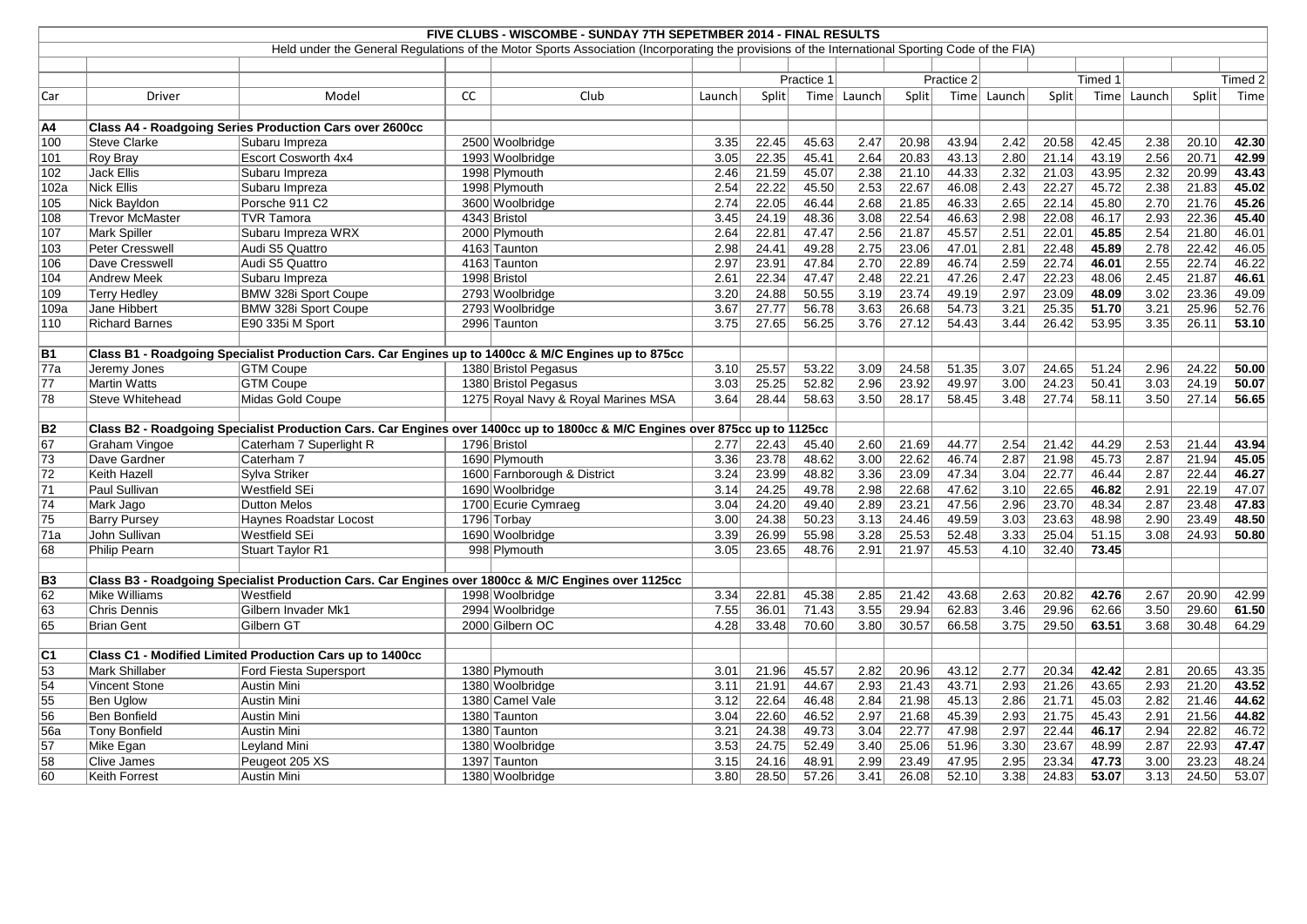# FIVE CLUBS - WISCOMBE - SUNDAY 7TH SEPETMBER 2014 - FINAL RESULTS

Held under the General Regulations of the Motor Sports Association (Incorporating the provisions of the International Sporting Code of the FIA)

| | | | | | | | Practice 1 | | | Practice 2 | | | Timed 1 | | | Timed 2 |
|---|---|---|---|---|---|---|---|---|---|---|---|---|---|---|---|---|
| Car | Driver | Model | CC | Club | Launch | Split | Time | Launch | Split | Time | Launch | Split | Time | Launch | Split | Time |
| **A4** | **Class A4 - Roadgoing Series Production Cars over 2600cc** | | | | | | | | | | | | | | | |
| 100 | Steve Clarke | Subaru Impreza | 2500 | Woolbridge | 3.35 | 22.45 | 45.63 | 2.47 | 20.98 | 43.94 | 2.42 | 20.58 | 42.45 | 2.38 | 20.10 | **42.30** |
| 101 | Roy Bray | Escort Cosworth 4x4 | 1993 | Woolbridge | 3.05 | 22.35 | 45.41 | 2.64 | 20.83 | 43.13 | 2.80 | 21.14 | 43.19 | 2.56 | 20.71 | **42.99** |
| 102 | Jack Ellis | Subaru Impreza | 1998 | Plymouth | 2.46 | 21.59 | 45.07 | 2.38 | 21.10 | 44.33 | 2.32 | 21.03 | 43.95 | 2.32 | 20.99 | **43.43** |
| 102a | Nick Ellis | Subaru Impreza | 1998 | Plymouth | 2.54 | 22.22 | 45.50 | 2.53 | 22.67 | 46.08 | 2.43 | 22.27 | 45.72 | 2.38 | 21.83 | **45.02** |
| 105 | Nick Bayldon | Porsche 911 C2 | 3600 | Woolbridge | 2.74 | 22.05 | 46.44 | 2.68 | 21.85 | 46.33 | 2.65 | 22.14 | 45.80 | 2.70 | 21.76 | **45.26** |
| 108 | Trevor McMaster | TVR Tamora | 4343 | Bristol | 3.45 | 24.19 | 48.36 | 3.08 | 22.54 | 46.63 | 2.98 | 22.08 | 46.17 | 2.93 | 22.36 | **45.40** |
| 107 | Mark Spiller | Subaru Impreza WRX | 2000 | Plymouth | 2.64 | 22.81 | 47.47 | 2.56 | 21.87 | 45.57 | 2.51 | 22.01 | **45.85** | 2.54 | 21.80 | 46.01 |
| 103 | Peter Cresswell | Audi S5 Quattro | 4163 | Taunton | 2.98 | 24.41 | 49.28 | 2.75 | 23.06 | 47.01 | 2.81 | 22.48 | **45.89** | 2.78 | 22.42 | 46.05 |
| 106 | Dave Cresswell | Audi S5 Quattro | 4163 | Taunton | 2.97 | 23.91 | 47.84 | 2.70 | 22.89 | 46.74 | 2.59 | 22.74 | **46.01** | 2.55 | 22.74 | 46.22 |
| 104 | Andrew Meek | Subaru Impreza | 1998 | Bristol | 2.61 | 22.34 | 47.47 | 2.48 | 22.21 | 47.26 | 2.47 | 22.23 | 48.06 | 2.45 | 21.87 | **46.61** |
| 109 | Terry Hedley | BMW 328i Sport Coupe | 2793 | Woolbridge | 3.20 | 24.88 | 50.55 | 3.19 | 23.74 | 49.19 | 2.97 | 23.09 | **48.09** | 3.02 | 23.36 | 49.09 |
| 109a | Jane Hibbert | BMW 328i Sport Coupe | 2793 | Woolbridge | 3.67 | 27.77 | 56.78 | 3.63 | 26.68 | 54.73 | 3.21 | 25.35 | **51.70** | 3.21 | 25.96 | 52.76 |
| 110 | Richard Barnes | E90 335i M Sport | 2996 | Taunton | 3.75 | 27.65 | 56.25 | 3.76 | 27.12 | 54.43 | 3.44 | 26.42 | 53.95 | 3.35 | 26.11 | **53.10** |
| **B1** | **Class B1 - Roadgoing Specialist Production Cars. Car Engines up to 1400cc & M/C Engines up to 875cc** | | | | | | | | | | | | | | | |
| 77a | Jeremy Jones | GTM Coupe | 1380 | Bristol Pegasus | 3.10 | 25.57 | 53.22 | 3.09 | 24.58 | 51.35 | 3.07 | 24.65 | 51.24 | 2.96 | 24.22 | **50.00** |
| 77 | Martin Watts | GTM Coupe | 1380 | Bristol Pegasus | 3.03 | 25.25 | 52.82 | 2.96 | 23.92 | 49.97 | 3.00 | 24.23 | 50.41 | 3.03 | 24.19 | **50.07** |
| 78 | Steve Whitehead | Midas Gold Coupe | 1275 | Royal Navy & Royal Marines MSA | 3.64 | 28.44 | 58.63 | 3.50 | 28.17 | 58.45 | 3.48 | 27.74 | 58.11 | 3.50 | 27.14 | **56.65** |
| **B2** | **Class B2 - Roadgoing Specialist Production Cars. Car Engines over 1400cc up to 1800cc & M/C Engines over 875cc up to 1125cc** | | | | | | | | | | | | | | | |
| 67 | Graham Vingoe | Caterham 7 Superlight R | 1796 | Bristol | 2.77 | 22.43 | 45.40 | 2.60 | 21.69 | 44.77 | 2.54 | 21.42 | 44.29 | 2.53 | 21.44 | **43.94** |
| 73 | Dave Gardner | Caterham 7 | 1690 | Plymouth | 3.36 | 23.78 | 48.62 | 3.00 | 22.62 | 46.74 | 2.87 | 21.98 | 45.73 | 2.87 | 21.94 | **45.05** |
| 72 | Keith Hazell | Sylva Striker | 1600 | Farnborough & District | 3.24 | 23.99 | 48.82 | 3.36 | 23.09 | 47.34 | 3.04 | 22.77 | 46.44 | 2.87 | 22.44 | **46.27** |
| 71 | Paul Sullivan | Westfield SEi | 1690 | Woolbridge | 3.14 | 24.25 | 49.78 | 2.98 | 22.68 | 47.62 | 3.10 | 22.65 | **46.82** | 2.91 | 22.19 | 47.07 |
| 74 | Mark Jago | Dutton Melos | 1700 | Ecurie Cymraeg | 3.04 | 24.20 | 49.40 | 2.89 | 23.21 | 47.56 | 2.96 | 23.70 | 48.34 | 2.87 | 23.48 | **47.83** |
| 75 | Barry Pursey | Haynes Roadstar Locost | 1796 | Torbay | 3.00 | 24.38 | 50.23 | 3.13 | 24.46 | 49.59 | 3.03 | 23.63 | 48.98 | 2.90 | 23.49 | **48.50** |
| 71a | John Sullivan | Westfield SEi | 1690 | Woolbridge | 3.39 | 26.99 | 55.98 | 3.28 | 25.53 | 52.48 | 3.33 | 25.04 | 51.15 | 3.08 | 24.93 | **50.80** |
| 68 | Philip Pearn | Stuart Taylor R1 | 998 | Plymouth | 3.05 | 23.65 | 48.76 | 2.91 | 21.97 | 45.53 | 4.10 | 32.40 | **73.45** | | | |
| **B3** | **Class B3 - Roadgoing Specialist Production Cars. Car Engines over 1800cc & M/C Engines over 1125cc** | | | | | | | | | | | | | | | |
| 62 | Mike Williams | Westfield | 1998 | Woolbridge | 3.34 | 22.81 | 45.38 | 2.85 | 21.42 | 43.68 | 2.63 | 20.82 | **42.76** | 2.67 | 20.90 | 42.99 |
| 63 | Chris Dennis | Gilbern Invader Mk1 | 2994 | Woolbridge | 7.55 | 36.01 | 71.43 | 3.55 | 29.94 | 62.83 | 3.46 | 29.96 | 62.66 | 3.50 | 29.60 | **61.50** |
| 65 | Brian Gent | Gilbern GT | 2000 | Gilbern OC | 4.28 | 33.48 | 70.60 | 3.80 | 30.57 | 66.58 | 3.75 | 29.50 | **63.51** | 3.68 | 30.48 | 64.29 |
| **C1** | **Class C1 - Modified Limited Production Cars up to 1400cc** | | | | | | | | | | | | | | | |
| 53 | Mark Shillaber | Ford Fiesta Supersport | 1380 | Plymouth | 3.01 | 21.96 | 45.57 | 2.82 | 20.96 | 43.12 | 2.77 | 20.34 | **42.42** | 2.81 | 20.65 | 43.35 |
| 54 | Vincent Stone | Austin Mini | 1380 | Woolbridge | 3.11 | 21.91 | 44.67 | 2.93 | 21.43 | 43.71 | 2.93 | 21.26 | 43.65 | 2.93 | 21.20 | **43.52** |
| 55 | Ben Uglow | Austin Mini | 1380 | Camel Vale | 3.12 | 22.64 | 46.48 | 2.84 | 21.98 | 45.13 | 2.86 | 21.71 | 45.03 | 2.82 | 21.46 | **44.62** |
| 56 | Ben Bonfield | Austin Mini | 1380 | Taunton | 3.04 | 22.60 | 46.52 | 2.97 | 21.68 | 45.39 | 2.93 | 21.75 | 45.43 | 2.91 | 21.56 | **44.82** |
| 56a | Tony Bonfield | Austin Mini | 1380 | Taunton | 3.21 | 24.38 | 49.73 | 3.04 | 22.77 | 47.98 | 2.97 | 22.44 | **46.17** | 2.94 | 22.82 | 46.72 |
| 57 | Mike Egan | Leyland Mini | 1380 | Woolbridge | 3.53 | 24.75 | 52.49 | 3.40 | 25.06 | 51.96 | 3.30 | 23.67 | 48.99 | 2.87 | 22.93 | **47.47** |
| 58 | Clive James | Peugeot 205 XS | 1397 | Taunton | 3.15 | 24.16 | 48.91 | 2.99 | 23.49 | 47.95 | 2.95 | 23.34 | **47.73** | 3.00 | 23.23 | 48.24 |
| 60 | Keith Forrest | Austin Mini | 1380 | Woolbridge | 3.80 | 28.50 | 57.26 | 3.41 | 26.08 | 52.10 | 3.38 | 24.83 | **53.07** | 3.13 | 24.50 | 53.07 |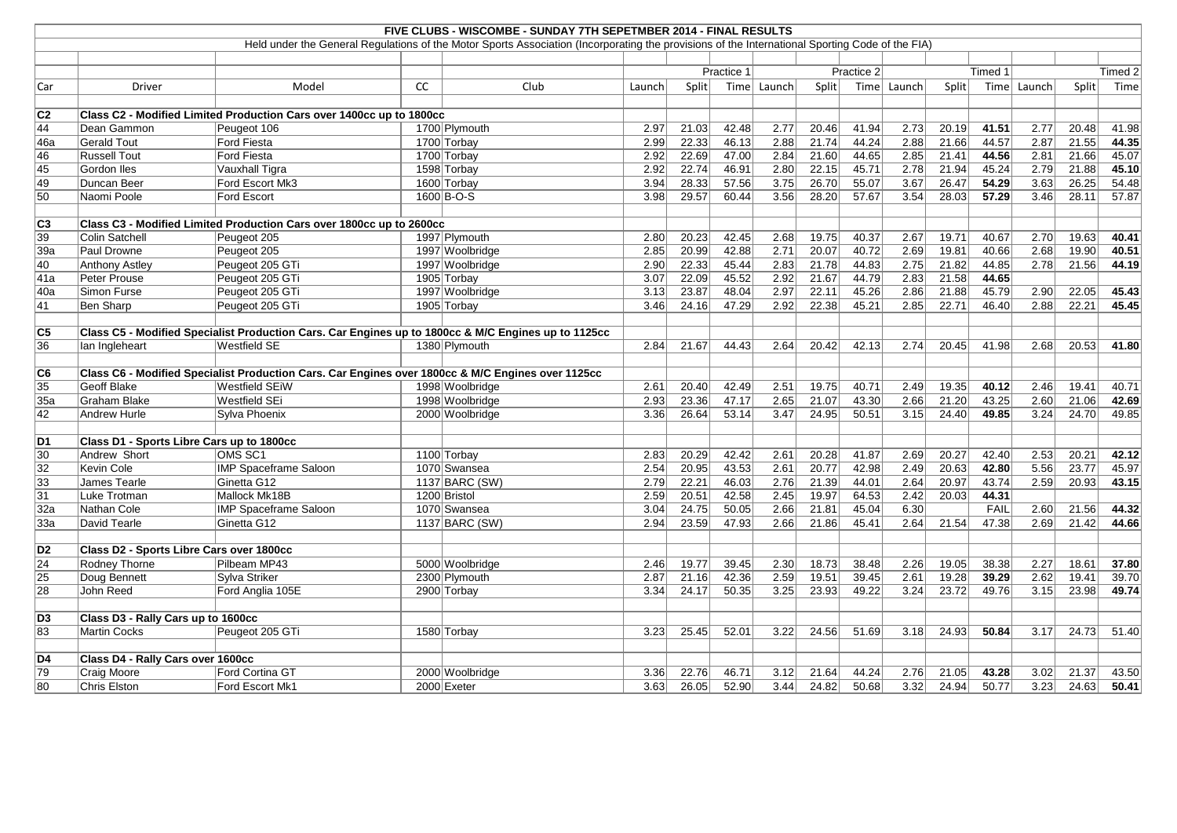# FIVE CLUBS - WISCOMBE - SUNDAY 7TH SEPETMBER 2014 - FINAL RESULTS

Held under the General Regulations of the Motor Sports Association (Incorporating the provisions of the International Sporting Code of the FIA)

| | | | | | Practice 1 | | | Practice 2 | | | Timed 1 | | | Timed 2 | | |
|---|---|---|---|---|---|---|---|---|---|---|---|---|---|---|---|---|
| Car | Driver | Model | CC | Club | Launch | Split | Time | Launch | Split | Time | Launch | Split | Time | Launch | Split | Time |
| **C2** | **Class C2 - Modified Limited Production Cars over 1400cc up to 1800cc** | | | | | | | | | | | | | | | |
| 44 | Dean Gammon | Peugeot 106 | 1700 | Plymouth | 2.97 | 21.03 | 42.48 | 2.77 | 20.46 | 41.94 | 2.73 | 20.19 | **41.51** | 2.77 | 20.48 | 41.98 |
| 46a | Gerald Tout | Ford Fiesta | 1700 | Torbay | 2.99 | 22.33 | 46.13 | 2.88 | 21.74 | 44.24 | 2.88 | 21.66 | 44.57 | 2.87 | 21.55 | **44.35** |
| 46 | Russell Tout | Ford Fiesta | 1700 | Torbay | 2.92 | 22.69 | 47.00 | 2.84 | 21.60 | 44.65 | 2.85 | 21.41 | **44.56** | 2.81 | 21.66 | 45.07 |
| 45 | Gordon Iles | Vauxhall Tigra | 1598 | Torbay | 2.92 | 22.74 | 46.91 | 2.80 | 22.15 | 45.71 | 2.78 | 21.94 | 45.24 | 2.79 | 21.88 | **45.10** |
| 49 | Duncan Beer | Ford Escort Mk3 | 1600 | Torbay | 3.94 | 28.33 | 57.56 | 3.75 | 26.70 | 55.07 | 3.67 | 26.47 | **54.29** | 3.63 | 26.25 | 54.48 |
| 50 | Naomi Poole | Ford Escort | 1600 | B-O-S | 3.98 | 29.57 | 60.44 | 3.56 | 28.20 | 57.67 | 3.54 | 28.03 | **57.29** | 3.46 | 28.11 | 57.87 |
| **C3** | **Class C3 - Modified Limited Production Cars over 1800cc up to 2600cc** | | | | | | | | | | | | | | | |
| 39 | Colin Satchell | Peugeot 205 | 1997 | Plymouth | 2.80 | 20.23 | 42.45 | 2.68 | 19.75 | 40.37 | 2.67 | 19.71 | 40.67 | 2.70 | 19.63 | **40.41** |
| 39a | Paul Drowne | Peugeot 205 | 1997 | Woolbridge | 2.85 | 20.99 | 42.88 | 2.71 | 20.07 | 40.72 | 2.69 | 19.81 | 40.66 | 2.68 | 19.90 | **40.51** |
| 40 | Anthony Astley | Peugeot 205 GTi | 1997 | Woolbridge | 2.90 | 22.33 | 45.44 | 2.83 | 21.78 | 44.83 | 2.75 | 21.82 | 44.85 | 2.78 | 21.56 | **44.19** |
| 41a | Peter Prouse | Peugeot 205 GTi | 1905 | Torbay | 3.07 | 22.09 | 45.52 | 2.92 | 21.67 | 44.79 | 2.83 | 21.58 | **44.65** | | | |
| 40a | Simon Furse | Peugeot 205 GTi | 1997 | Woolbridge | 3.13 | 23.87 | 48.04 | 2.97 | 22.11 | 45.26 | 2.86 | 21.88 | 45.79 | 2.90 | 22.05 | **45.43** |
| 41 | Ben Sharp | Peugeot 205 GTi | 1905 | Torbay | 3.46 | 24.16 | 47.29 | 2.92 | 22.38 | 45.21 | 2.85 | 22.71 | 46.40 | 2.88 | 22.21 | **45.45** |
| **C5** | **Class C5 - Modified Specialist Production Cars. Car Engines up to 1800cc & M/C Engines up to 1125cc** | | | | | | | | | | | | | | | |
| 36 | Ian Ingleheart | Westfield SE | 1380 | Plymouth | 2.84 | 21.67 | 44.43 | 2.64 | 20.42 | 42.13 | 2.74 | 20.45 | 41.98 | 2.68 | 20.53 | **41.80** |
| **C6** | **Class C6 - Modified Specialist Production Cars. Car Engines over 1800cc & M/C Engines over 1125cc** | | | | | | | | | | | | | | | |
| 35 | Geoff Blake | Westfield SEiW | 1998 | Woolbridge | 2.61 | 20.40 | 42.49 | 2.51 | 19.75 | 40.71 | 2.49 | 19.35 | **40.12** | 2.46 | 19.41 | 40.71 |
| 35a | Graham Blake | Westfield SEi | 1998 | Woolbridge | 2.93 | 23.36 | 47.17 | 2.65 | 21.07 | 43.30 | 2.66 | 21.20 | 43.25 | 2.60 | 21.06 | **42.69** |
| 42 | Andrew Hurle | Sylva Phoenix | 2000 | Woolbridge | 3.36 | 26.64 | 53.14 | 3.47 | 24.95 | 50.51 | 3.15 | 24.40 | **49.85** | 3.24 | 24.70 | 49.85 |
| **D1** | **Class D1 - Sports Libre Cars up to 1800cc** | | | | | | | | | | | | | | | |
| 30 | Andrew Short | OMS SC1 | 1100 | Torbay | 2.83 | 20.29 | 42.42 | 2.61 | 20.28 | 41.87 | 2.69 | 20.27 | 42.40 | 2.53 | 20.21 | **42.12** |
| 32 | Kevin Cole | IMP Spaceframe Saloon | 1070 | Swansea | 2.54 | 20.95 | 43.53 | 2.61 | 20.77 | 42.98 | 2.49 | 20.63 | **42.80** | 5.56 | 23.77 | 45.97 |
| 33 | James Tearle | Ginetta G12 | 1137 | BARC (SW) | 2.79 | 22.21 | 46.03 | 2.76 | 21.39 | 44.01 | 2.64 | 20.97 | 43.74 | 2.59 | 20.93 | **43.15** |
| 31 | Luke Trotman | Mallock Mk18B | 1200 | Bristol | 2.59 | 20.51 | 42.58 | 2.45 | 19.97 | 64.53 | 2.42 | 20.03 | **44.31** | | | |
| 32a | Nathan Cole | IMP Spaceframe Saloon | 1070 | Swansea | 3.04 | 24.75 | 50.05 | 2.66 | 21.81 | 45.04 | 6.30 | | FAIL | 2.60 | 21.56 | **44.32** |
| 33a | David Tearle | Ginetta G12 | 1137 | BARC (SW) | 2.94 | 23.59 | 47.93 | 2.66 | 21.86 | 45.41 | 2.64 | 21.54 | 47.38 | 2.69 | 21.42 | **44.66** |
| **D2** | **Class D2 - Sports Libre Cars over 1800cc** | | | | | | | | | | | | | | | |
| 24 | Rodney Thorne | Pilbeam MP43 | 5000 | Woolbridge | 2.46 | 19.77 | 39.45 | 2.30 | 18.73 | 38.48 | 2.26 | 19.05 | 38.38 | 2.27 | 18.61 | **37.80** |
| 25 | Doug Bennett | Sylva Striker | 2300 | Plymouth | 2.87 | 21.16 | 42.36 | 2.59 | 19.51 | 39.45 | 2.61 | 19.28 | **39.29** | 2.62 | 19.41 | 39.70 |
| 28 | John Reed | Ford Anglia 105E | 2900 | Torbay | 3.34 | 24.17 | 50.35 | 3.25 | 23.93 | 49.22 | 3.24 | 23.72 | 49.76 | 3.15 | 23.98 | **49.74** |
| **D3** | **Class D3 - Rally Cars up to 1600cc** | | | | | | | | | | | | | | | |
| 83 | Martin Cocks | Peugeot 205 GTi | 1580 | Torbay | 3.23 | 25.45 | 52.01 | 3.22 | 24.56 | 51.69 | 3.18 | 24.93 | **50.84** | 3.17 | 24.73 | 51.40 |
| **D4** | **Class D4 - Rally Cars over 1600cc** | | | | | | | | | | | | | | | |
| 79 | Craig Moore | Ford Cortina GT | 2000 | Woolbridge | 3.36 | 22.76 | 46.71 | 3.12 | 21.64 | 44.24 | 2.76 | 21.05 | **43.28** | 3.02 | 21.37 | 43.50 |
| 80 | Chris Elston | Ford Escort Mk1 | 2000 | Exeter | 3.63 | 26.05 | 52.90 | 3.44 | 24.82 | 50.68 | 3.32 | 24.94 | 50.77 | 3.23 | 24.63 | **50.41** |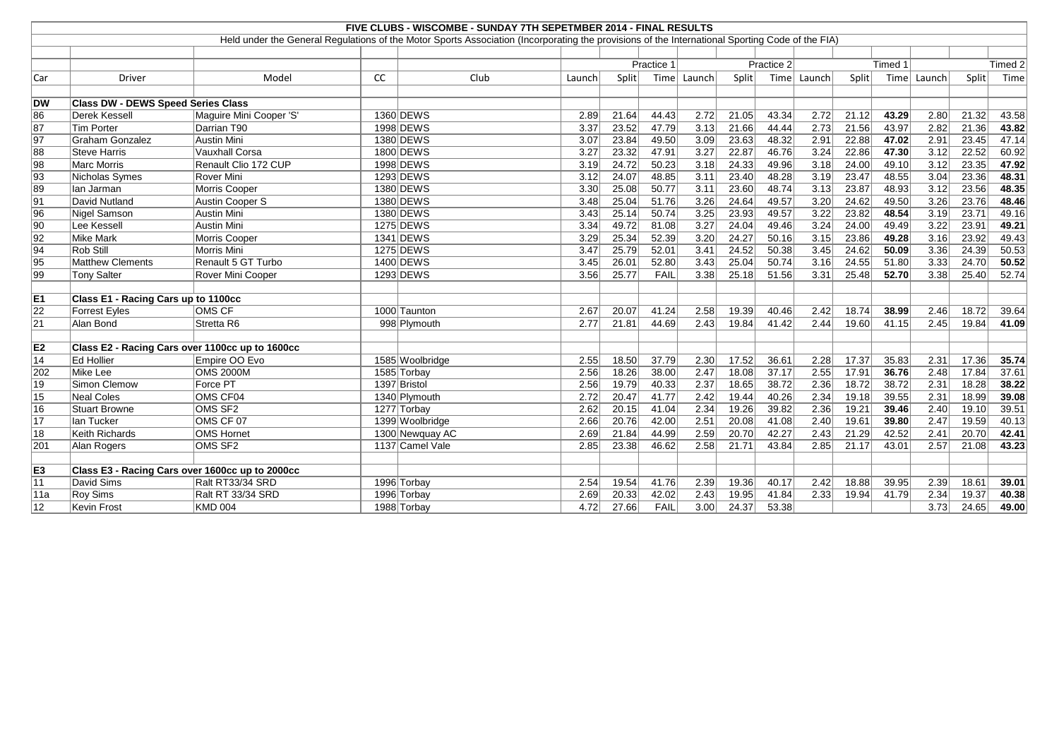# FIVE CLUBS - WISCOMBE - SUNDAY 7TH SEPETMBER 2014 - FINAL RESULTS

Held under the General Regulations of the Motor Sports Association (Incorporating the provisions of the International Sporting Code of the FIA)

| | | | | | | | Practice 1 | | | Practice 2 | | | Timed 1 | | | Timed 2 |
|---|---|---|---|---|---|---|---|---|---|---|---|---|---|---|---|---|
| Car | Driver | Model | CC | Club | Launch | Split | Time | Launch | Split | Time | Launch | Split | Time | Launch | Split | Time |
| **DW** | **Class DW - DEWS Speed Series Class** | | | | | | | | | | | | | | | |
| 86 | Derek Kessell | Maguire Mini Cooper 'S' | 1360 | DEWS | 2.89 | 21.64 | 44.43 | 2.72 | 21.05 | 43.34 | 2.72 | 21.12 | **43.29** | 2.80 | 21.32 | 43.58 |
| 87 | Tim Porter | Darrian T90 | 1998 | DEWS | 3.37 | 23.52 | 47.79 | 3.13 | 21.66 | 44.44 | 2.73 | 21.56 | 43.97 | 2.82 | 21.36 | **43.82** |
| 97 | Graham Gonzalez | Austin Mini | 1380 | DEWS | 3.07 | 23.84 | 49.50 | 3.09 | 23.63 | 48.32 | 2.91 | 22.88 | **47.02** | 2.91 | 23.45 | 47.14 |
| 88 | Steve Harris | Vauxhall Corsa | 1800 | DEWS | 3.27 | 23.32 | 47.91 | 3.27 | 22.87 | 46.76 | 3.24 | 22.86 | **47.30** | 3.12 | 22.52 | 60.92 |
| 98 | Marc Morris | Renault Clio 172 CUP | 1998 | DEWS | 3.19 | 24.72 | 50.23 | 3.18 | 24.33 | 49.96 | 3.18 | 24.00 | 49.10 | 3.12 | 23.35 | **47.92** |
| 93 | Nicholas Symes | Rover Mini | 1293 | DEWS | 3.12 | 24.07 | 48.85 | 3.11 | 23.40 | 48.28 | 3.19 | 23.47 | 48.55 | 3.04 | 23.36 | **48.31** |
| 89 | Ian Jarman | Morris Cooper | 1380 | DEWS | 3.30 | 25.08 | 50.77 | 3.11 | 23.60 | 48.74 | 3.13 | 23.87 | 48.93 | 3.12 | 23.56 | **48.35** |
| 91 | David Nutland | Austin Cooper S | 1380 | DEWS | 3.48 | 25.04 | 51.76 | 3.26 | 24.64 | 49.57 | 3.20 | 24.62 | 49.50 | 3.26 | 23.76 | **48.46** |
| 96 | Nigel Samson | Austin Mini | 1380 | DEWS | 3.43 | 25.14 | 50.74 | 3.25 | 23.93 | 49.57 | 3.22 | 23.82 | **48.54** | 3.19 | 23.71 | 49.16 |
| 90 | Lee Kessell | Austin Mini | 1275 | DEWS | 3.34 | 49.72 | 81.08 | 3.27 | 24.04 | 49.46 | 3.24 | 24.00 | 49.49 | 3.22 | 23.91 | **49.21** |
| 92 | Mike Mark | Morris Cooper | 1341 | DEWS | 3.29 | 25.34 | 52.39 | 3.20 | 24.27 | 50.16 | 3.15 | 23.86 | **49.28** | 3.16 | 23.92 | 49.43 |
| 94 | Rob Still | Morris Mini | 1275 | DEWS | 3.47 | 25.79 | 52.01 | 3.41 | 24.52 | 50.38 | 3.45 | 24.62 | **50.09** | 3.36 | 24.39 | 50.53 |
| 95 | Matthew Clements | Renault 5 GT Turbo | 1400 | DEWS | 3.45 | 26.01 | 52.80 | 3.43 | 25.04 | 50.74 | 3.16 | 24.55 | 51.80 | 3.33 | 24.70 | **50.52** |
| 99 | Tony Salter | Rover Mini Cooper | 1293 | DEWS | 3.56 | 25.77 | FAIL | 3.38 | 25.18 | 51.56 | 3.31 | 25.48 | **52.70** | 3.38 | 25.40 | 52.74 |
| **E1** | **Class E1 - Racing Cars up to 1100cc** | | | | | | | | | | | | | | | |
| 22 | Forrest Eyles | OMS CF | 1000 | Taunton | 2.67 | 20.07 | 41.24 | 2.58 | 19.39 | 40.46 | 2.42 | 18.74 | **38.99** | 2.46 | 18.72 | 39.64 |
| 21 | Alan Bond | Stretta R6 | 998 | Plymouth | 2.77 | 21.81 | 44.69 | 2.43 | 19.84 | 41.42 | 2.44 | 19.60 | 41.15 | 2.45 | 19.84 | **41.09** |
| **E2** | **Class E2 - Racing Cars over 1100cc up to 1600cc** | | | | | | | | | | | | | | | |
| 14 | Ed Hollier | Empire OO Evo | 1585 | Woolbridge | 2.55 | 18.50 | 37.79 | 2.30 | 17.52 | 36.61 | 2.28 | 17.37 | 35.83 | 2.31 | 17.36 | **35.74** |
| 202 | Mike Lee | OMS 2000M | 1585 | Torbay | 2.56 | 18.26 | 38.00 | 2.47 | 18.08 | 37.17 | 2.55 | 17.91 | **36.76** | 2.48 | 17.84 | 37.61 |
| 19 | Simon Clemow | Force PT | 1397 | Bristol | 2.56 | 19.79 | 40.33 | 2.37 | 18.65 | 38.72 | 2.36 | 18.72 | 38.72 | 2.31 | 18.28 | **38.22** |
| 15 | Neal Coles | OMS CF04 | 1340 | Plymouth | 2.72 | 20.47 | 41.77 | 2.42 | 19.44 | 40.26 | 2.34 | 19.18 | 39.55 | 2.31 | 18.99 | **39.08** |
| 16 | Stuart Browne | OMS SF2 | 1277 | Torbay | 2.62 | 20.15 | 41.04 | 2.34 | 19.26 | 39.82 | 2.36 | 19.21 | **39.46** | 2.40 | 19.10 | 39.51 |
| 17 | Ian Tucker | OMS CF 07 | 1399 | Woolbridge | 2.66 | 20.76 | 42.00 | 2.51 | 20.08 | 41.08 | 2.40 | 19.61 | **39.80** | 2.47 | 19.59 | 40.13 |
| 18 | Keith Richards | OMS Hornet | 1300 | Newquay AC | 2.69 | 21.84 | 44.99 | 2.59 | 20.70 | 42.27 | 2.43 | 21.29 | 42.52 | 2.41 | 20.70 | **42.41** |
| 201 | Alan Rogers | OMS SF2 | 1137 | Camel Vale | 2.85 | 23.38 | 46.62 | 2.58 | 21.71 | 43.84 | 2.85 | 21.17 | 43.01 | 2.57 | 21.08 | **43.23** |
| **E3** | **Class E3 - Racing Cars over 1600cc up to 2000cc** | | | | | | | | | | | | | | | |
| 11 | David Sims | Ralt RT33/34 SRD | 1996 | Torbay | 2.54 | 19.54 | 41.76 | 2.39 | 19.36 | 40.17 | 2.42 | 18.88 | 39.95 | 2.39 | 18.61 | **39.01** |
| 11a | Roy Sims | Ralt RT 33/34 SRD | 1996 | Torbay | 2.69 | 20.33 | 42.02 | 2.43 | 19.95 | 41.84 | 2.33 | 19.94 | 41.79 | 2.34 | 19.37 | **40.38** |
| 12 | Kevin Frost | KMD 004 | 1988 | Torbay | 4.72 | 27.66 | FAIL | 3.00 | 24.37 | 53.38 | | | | 3.73 | 24.65 | **49.00** |